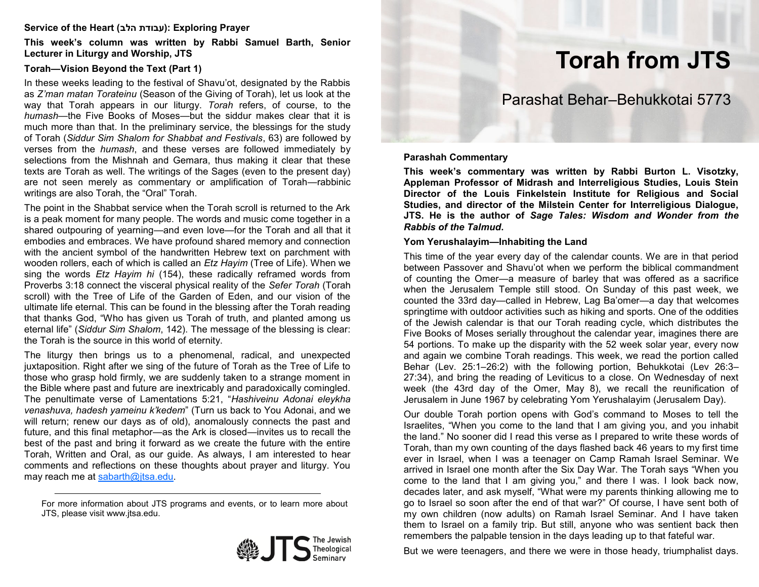# Torah from JTS

## Parashat Behar–Behukkotai 5773

### Parashah Commentary

**This week's commentary was written by Rabbi Burton L. Visotzky, Appleman Professor of Midrash and Interreligious Studies, Louis Stein Director of the Louis Finkelstein Institute for Religious and Social Studies, and director of the Milstein Center for Interreligious Dialogue, JTS. He is the author of *Sage Tales: Wisdom and Wonder from the Rabbis of the Talmud*.**

### Yom Yerushalayim—Inhabiting the Land

This time of the year every day of the calendar counts. We are in that period between Passover and Shavu'ot when we perform the biblical commandment of counting the Omer—a measure of barley that was offered as a sacrifice when the Jerusalem Temple still stood. On Sunday of this past week, we counted the 33rd day—called in Hebrew, Lag Ba'omer—a day that welcomes springtime with outdoor activities such as hiking and sports. One of the oddities of the Jewish calendar is that our Torah reading cycle, which distributes the Five Books of Moses serially throughout the calendar year, imagines there are 54 portions. To make up the disparity with the 52 week solar year, every now and again we combine Torah readings. This week, we read the portion called Behar (Lev. 25:1–26:2) with the following portion, Behukkotai (Lev 26:3–27:34), and bring the reading of Leviticus to a close. On Wednesday of next week (the 43rd day of the Omer, May 8), we recall the reunification of Jerusalem in June 1967 by celebrating Yom Yerushalayim (Jerusalem Day).

Our double Torah portion opens with God's command to Moses to tell the Israelites, "When you come to the land that I am giving you, and you inhabit the land." No sooner did I read this verse as I prepared to write these words of Torah, than my own counting of the days flashed back 46 years to my first time ever in Israel, when I was a teenager on Camp Ramah Israel Seminar. We arrived in Israel one month after the Six Day War. The Torah says "When you come to the land that I am giving you," and there I was. I look back now, decades later, and ask myself, "What were my parents thinking allowing me to go to Israel so soon after the end of that war?" Of course, I have sent both of my own children (now adults) on Ramah Israel Seminar. And I have taken them to Israel on a family trip. But still, anyone who was sentient back then remembers the palpable tension in the days leading up to that fateful war.

But we were teenagers, and there we were in those heady, triumphalist days.

---

### Service of the Heart (עבודת הלב): Exploring Prayer

**This week's column was written by Rabbi Samuel Barth, Senior Lecturer in Liturgy and Worship, JTS**

#### Torah—Vision Beyond the Text (Part 1)

In these weeks leading to the festival of Shavu'ot, designated by the Rabbis as *Z'man matan Torateinu* (Season of the Giving of Torah), let us look at the way that Torah appears in our liturgy. *Torah* refers, of course, to the *humash*—the Five Books of Moses—but the siddur makes clear that it is much more than that. In the preliminary service, the blessings for the study of Torah (*Siddur Sim Shalom for Shabbat and Festivals*, 63) are followed by verses from the *humash*, and these verses are followed immediately by selections from the Mishnah and Gemara, thus making it clear that these texts are Torah as well. The writings of the Sages (even to the present day) are not seen merely as commentary or amplification of Torah—rabbinic writings are also Torah, the "Oral" Torah.

The point in the Shabbat service when the Torah scroll is returned to the Ark is a peak moment for many people. The words and music come together in a shared outpouring of yearning—and even love—for the Torah and all that it embodies and embraces. We have profound shared memory and connection with the ancient symbol of the handwritten Hebrew text on parchment with wooden rollers, each of which is called an *Etz Hayim* (Tree of Life). When we sing the words *Etz Hayim hi* (154), these radically reframed words from Proverbs 3:18 connect the visceral physical reality of the *Sefer Torah* (Torah scroll) with the Tree of Life of the Garden of Eden, and our vision of the ultimate life eternal. This can be found in the blessing after the Torah reading that thanks God, "Who has given us Torah of truth, and planted among us eternal life" (*Siddur Sim Shalom*, 142). The message of the blessing is clear: the Torah is the source in this world of eternity.

The liturgy then brings us to a phenomenal, radical, and unexpected juxtaposition. Right after we sing of the future of Torah as the Tree of Life to those who grasp hold firmly, we are suddenly taken to a strange moment in the Bible where past and future are inextricably and paradoxically comingled. The penultimate verse of Lamentations 5:21, "*Hashiveinu Adonai eleykha venashuva, hadesh yameinu k'kedem*" (Turn us back to You Adonai, and we will return; renew our days as of old), anomalously connects the past and future, and this final metaphor—as the Ark is closed—invites us to recall the best of the past and bring it forward as we create the future with the entire Torah, Written and Oral, as our guide. As always, I am interested to hear comments and reflections on these thoughts about prayer and liturgy. You may reach me at sabarth@jtsa.edu.

---

For more information about JTS programs and events, or to learn more about JTS, please visit www.jtsa.edu.

JTS The Jewish Theological Seminary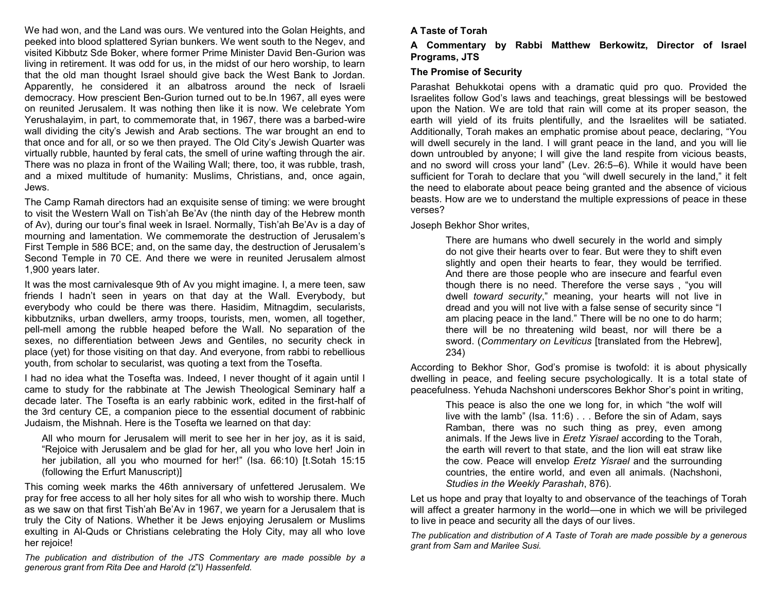We had won, and the Land was ours. We ventured into the Golan Heights, and peeked into blood splattered Syrian bunkers. We went south to the Negev, and visited Kibbutz Sde Boker, where former Prime Minister David Ben-Gurion was living in retirement. It was odd for us, in the midst of our hero worship, to learn that the old man thought Israel should give back the West Bank to Jordan. Apparently, he considered it an albatross around the neck of Israeli democracy. How prescient Ben-Gurion turned out to be.In 1967, all eyes were on reunited Jerusalem. It was nothing then like it is now. We celebrate Yom Yerushalayim, in part, to commemorate that, in 1967, there was a barbed-wire wall dividing the city's Jewish and Arab sections. The war brought an end to that once and for all, or so we then prayed. The Old City's Jewish Quarter was virtually rubble, haunted by feral cats, the smell of urine wafting through the air. There was no plaza in front of the Wailing Wall; there, too, it was rubble, trash, and a mixed multitude of humanity: Muslims, Christians, and, once again, Jews.

The Camp Ramah directors had an exquisite sense of timing: we were brought to visit the Western Wall on Tish'ah Be'Av (the ninth day of the Hebrew month of Av), during our tour's final week in Israel. Normally, Tish'ah Be'Av is a day of mourning and lamentation. We commemorate the destruction of Jerusalem's First Temple in 586 BCE; and, on the same day, the destruction of Jerusalem's Second Temple in 70 CE. And there we were in reunited Jerusalem almost 1,900 years later.

It was the most carnivalesque 9th of Av you might imagine. I, a mere teen, saw friends I hadn't seen in years on that day at the Wall. Everybody, but everybody who could be there was there. Hasidim, Mitnagdim, secularists, kibbutzniks, urban dwellers, army troops, tourists, men, women, all together, pell-mell among the rubble heaped before the Wall. No separation of the sexes, no differentiation between Jews and Gentiles, no security check in place (yet) for those visiting on that day. And everyone, from rabbi to rebellious youth, from scholar to secularist, was quoting a text from the Tosefta.

I had no idea what the Tosefta was. Indeed, I never thought of it again until I came to study for the rabbinate at The Jewish Theological Seminary half a decade later. The Tosefta is an early rabbinic work, edited in the first-half of the 3rd century CE, a companion piece to the essential document of rabbinic Judaism, the Mishnah. Here is the Tosefta we learned on that day:

> All who mourn for Jerusalem will merit to see her in her joy, as it is said, "Rejoice with Jerusalem and be glad for her, all you who love her! Join in her jubilation, all you who mourned for her!" (Isa. 66:10) [t.Sotah 15:15 (following the Erfurt Manuscript)]

This coming week marks the 46th anniversary of unfettered Jerusalem. We pray for free access to all her holy sites for all who wish to worship there. Much as we saw on that first Tish'ah Be'Av in 1967, we yearn for a Jerusalem that is truly the City of Nations. Whether it be Jews enjoying Jerusalem or Muslims exulting in Al-Quds or Christians celebrating the Holy City, may all who love her rejoice!

*The publication and distribution of the JTS Commentary are made possible by a generous grant from Rita Dee and Harold (z"l) Hassenfeld.*

**A Taste of Torah**

**A Commentary by Rabbi Matthew Berkowitz, Director of Israel Programs, JTS**

**The Promise of Security**

Parashat Behukkotai opens with a dramatic quid pro quo. Provided the Israelites follow God's laws and teachings, great blessings will be bestowed upon the Nation. We are told that rain will come at its proper season, the earth will yield of its fruits plentifully, and the Israelites will be satiated. Additionally, Torah makes an emphatic promise about peace, declaring, "You will dwell securely in the land. I will grant peace in the land, and you will lie down untroubled by anyone; I will give the land respite from vicious beasts, and no sword will cross your land" (Lev. 26:5–6). While it would have been sufficient for Torah to declare that you "will dwell securely in the land," it felt the need to elaborate about peace being granted and the absence of vicious beasts. How are we to understand the multiple expressions of peace in these verses?

Joseph Bekhor Shor writes,

> There are humans who dwell securely in the world and simply do not give their hearts over to fear. But were they to shift even slightly and open their hearts to fear, they would be terrified. And there are those people who are insecure and fearful even though there is no need. Therefore the verse says , "you will dwell *toward security*," meaning, your hearts will not live in dread and you will not live with a false sense of security since "I am placing peace in the land." There will be no one to do harm; there will be no threatening wild beast, nor will there be a sword. (*Commentary on Leviticus* [translated from the Hebrew], 234)

According to Bekhor Shor, God's promise is twofold: it is about physically dwelling in peace, and feeling secure psychologically. It is a total state of peacefulness. Yehuda Nachshoni underscores Bekhor Shor's point in writing,

> This peace is also the one we long for, in which "the wolf will live with the lamb" (Isa. 11:6) . . . Before the sin of Adam, says Ramban, there was no such thing as prey, even among animals. If the Jews live in *Eretz Yisrael* according to the Torah, the earth will revert to that state, and the lion will eat straw like the cow. Peace will envelop *Eretz Yisrael* and the surrounding countries, the entire world, and even all animals. (Nachshoni, *Studies in the Weekly Parashah*, 876).

Let us hope and pray that loyalty to and observance of the teachings of Torah will affect a greater harmony in the world—one in which we will be privileged to live in peace and security all the days of our lives.

*The publication and distribution of A Taste of Torah are made possible by a generous grant from Sam and Marilee Susi.*